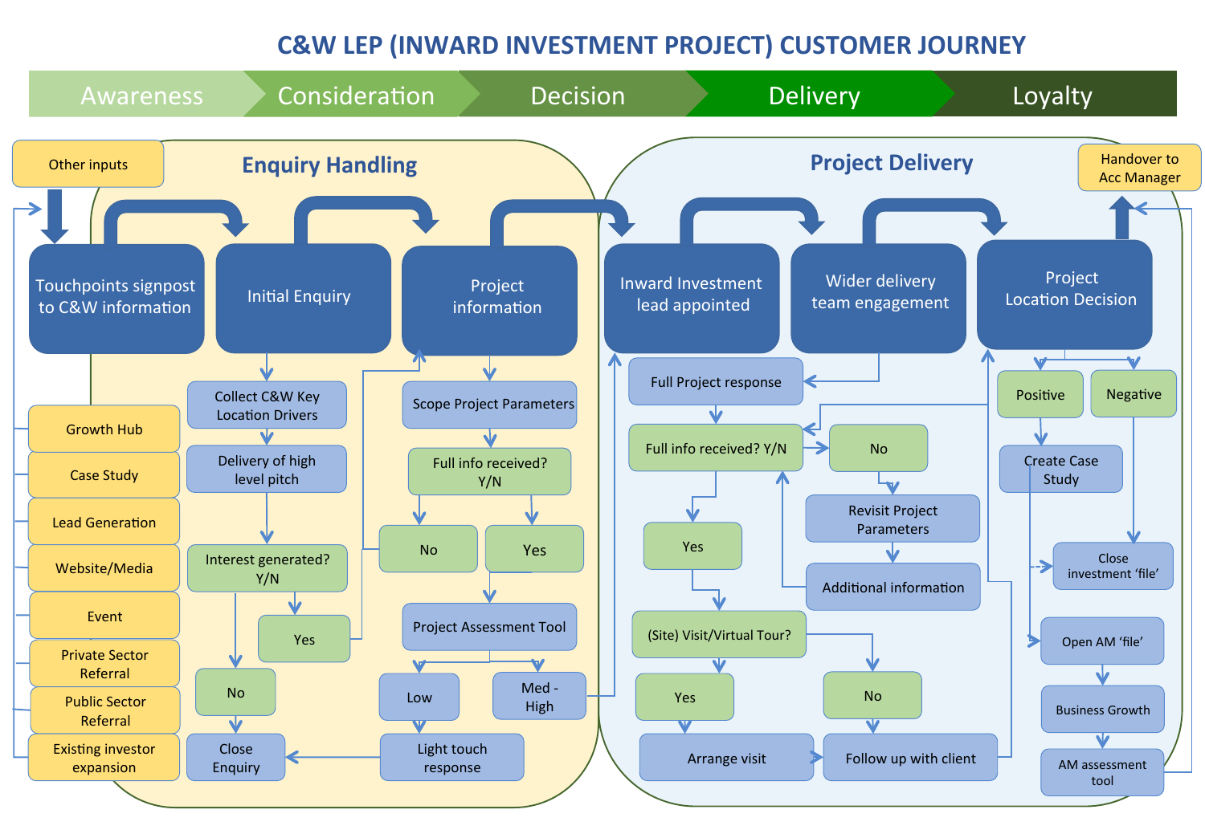# C&W LEP (INWARD INVESTMENT PROJECT) CUSTOMER JOURNEY

Awareness → Consideration → Decision → Delivery → Loyalty

## Enquiry Handling

Other inputs

- Growth Hub
- Case Study
- Lead Generation
- Website/Media
- Event
- Private Sector Referral
- Public Sector Referral
- Existing investor expansion

**Touchpoints signpost to C&W information** → **Initial Enquiry** → **Project information**

Initial Enquiry:
- Collect C&W Key Location Drivers
- Delivery of high level pitch
- Interest generated? Y/N
  - Yes
  - No → Close Enquiry

Project information:
- Scope Project Parameters
- Full info received? Y/N
  - No
  - Yes → Project Assessment Tool
    - Low → Light touch response → Close Enquiry
    - Med - High

## Project Delivery

**Inward Investment lead appointed** → **Wider delivery team engagement** → **Project Location Decision** → **Handover to Acc Manager**

- Full Project response
- Full info received? Y/N
  - No → Revisit Project Parameters → Additional information
  - Yes → (Site) Visit/Virtual Tour?
    - Yes → Arrange visit → Follow up with client
    - No → Follow up with client

Project Location Decision:
- Positive → Create Case Study → Open AM 'file' → Business Growth → AM assessment tool
- Negative → Close investment 'file'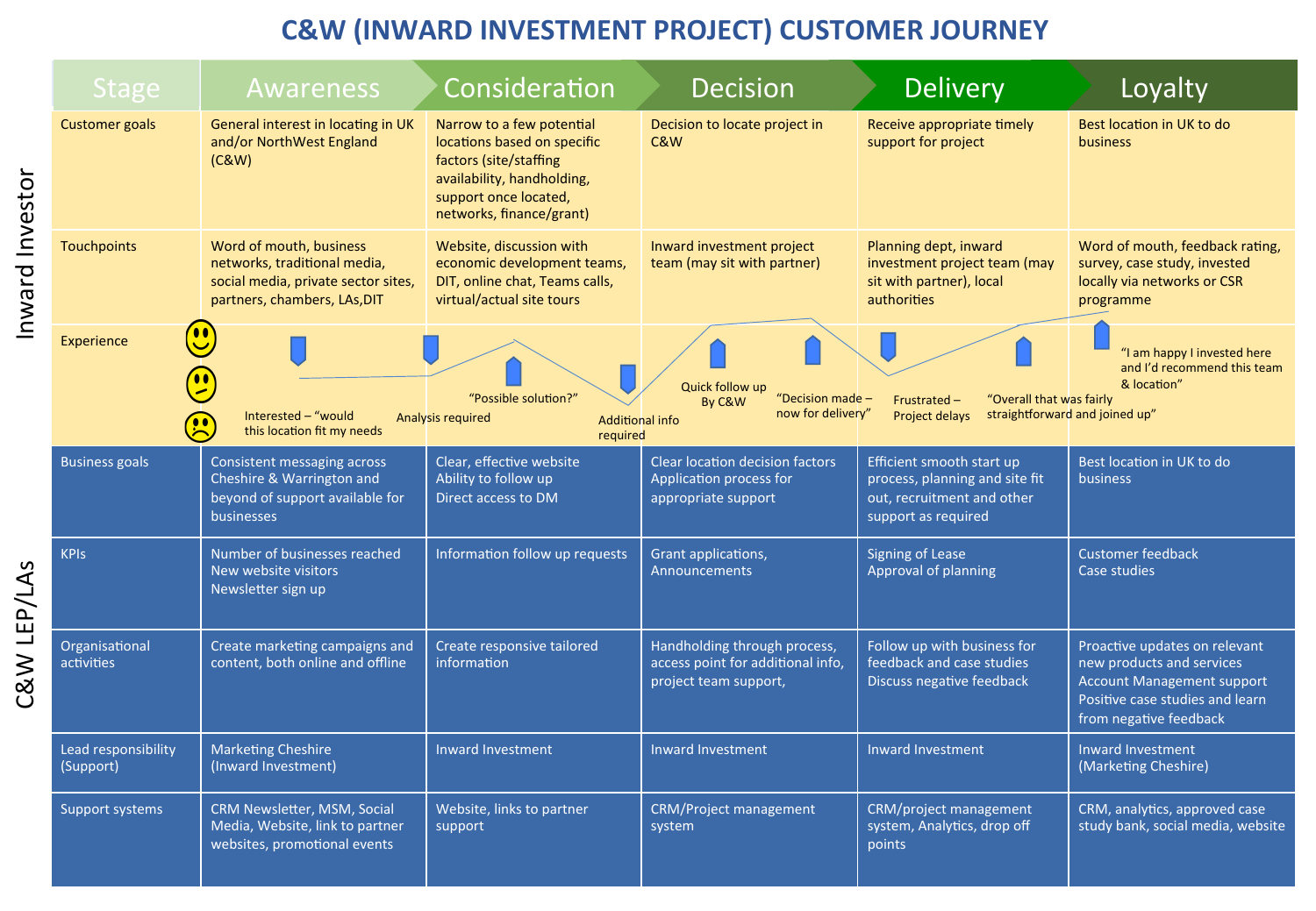# C&W (INWARD INVESTMENT PROJECT) CUSTOMER JOURNEY

| | Stage | Awareness | Consideration | Decision | Delivery | Loyalty |
|---|---|---|---|---|---|---|
| Inward Investor | Customer goals | General interest in locating in UK and/or NorthWest England (C&W) | Narrow to a few potential locations based on specific factors (site/staffing availability, handholding, support once located, networks, finance/grant) | Decision to locate project in C&W | Receive appropriate timely support for project | Best location in UK to do business |
| | Touchpoints | Word of mouth, business networks, traditional media, social media, private sector sites, partners, chambers, LAs,DIT | Website, discussion with economic development teams, DIT, online chat, Teams calls, virtual/actual site tours | Inward investment project team (may sit with partner) | Planning dept, inward investment project team (may sit with partner), local authorities | Word of mouth, feedback rating, survey, case study, invested locally via networks or CSR programme |
| | Experience | Interested – "would this location fit my needs | Analysis required; "Possible solution?" | Additional info required; Quick follow up By C&W | "Decision made – now for delivery"; Frustrated – Project delays | "Overall that was fairly straightforward and joined up"; "I am happy I invested here and I'd recommend this team & location" |
| C&W LEP/LAs | Business goals | Consistent messaging across Cheshire & Warrington and beyond of support available for businesses | Clear, effective website<br>Ability to follow up<br>Direct access to DM | Clear location decision factors<br>Application process for appropriate support | Efficient smooth start up process, planning and site fit out, recruitment and other support as required | Best location in UK to do business |
| | KPIs | Number of businesses reached<br>New website visitors<br>Newsletter sign up | Information follow up requests | Grant applications,<br>Announcements | Signing of Lease<br>Approval of planning | Customer feedback<br>Case studies |
| | Organisational activities | Create marketing campaigns and content, both online and offline | Create responsive tailored information | Handholding through process, access point for additional info, project team support, | Follow up with business for feedback and case studies<br>Discuss negative feedback | Proactive updates on relevant new products and services<br>Account Management support<br>Positive case studies and learn from negative feedback |
| | Lead responsibility (Support) | Marketing Cheshire<br>(Inward Investment) | Inward Investment | Inward Investment | Inward Investment | Inward Investment<br>(Marketing Cheshire) |
| | Support systems | CRM Newsletter, MSM, Social Media, Website, link to partner websites, promotional events | Website, links to partner support | CRM/Project management system | CRM/project management system, Analytics, drop off points | CRM, analytics, approved case study bank, social media, website |